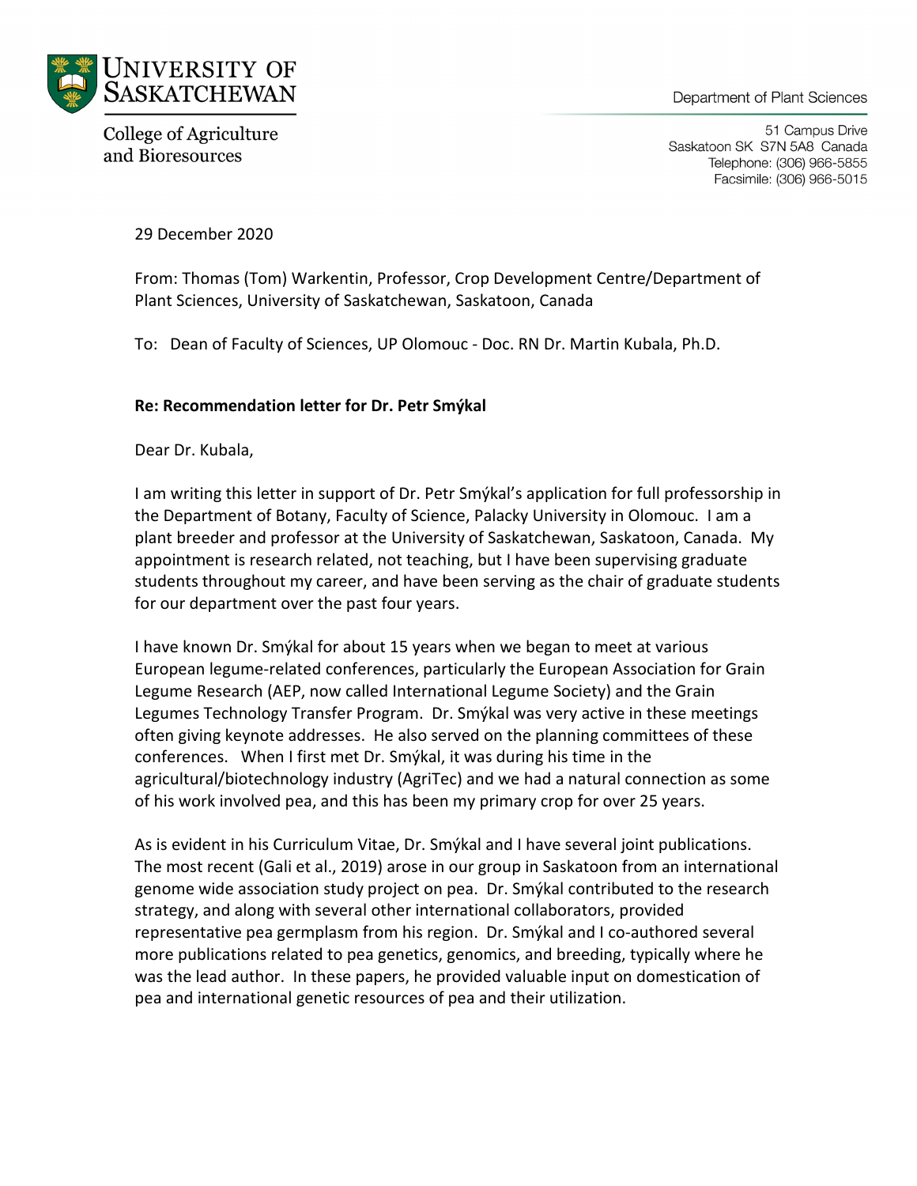UNIVERSITY OF SASKATCHEWAN

College of Agriculture and Bioresources

Department of Plant Sciences

51 Campus Drive
Saskatoon SK S7N 5A8 Canada
Telephone: (306) 966-5855
Facsimile: (306) 966-5015

29 December 2020

From: Thomas (Tom) Warkentin, Professor, Crop Development Centre/Department of Plant Sciences, University of Saskatchewan, Saskatoon, Canada

To: Dean of Faculty of Sciences, UP Olomouc - Doc. RN Dr. Martin Kubala, Ph.D.

**Re: Recommendation letter for Dr. Petr Smýkal**

Dear Dr. Kubala,

I am writing this letter in support of Dr. Petr Smýkal's application for full professorship in the Department of Botany, Faculty of Science, Palacky University in Olomouc. I am a plant breeder and professor at the University of Saskatchewan, Saskatoon, Canada. My appointment is research related, not teaching, but I have been supervising graduate students throughout my career, and have been serving as the chair of graduate students for our department over the past four years.

I have known Dr. Smýkal for about 15 years when we began to meet at various European legume-related conferences, particularly the European Association for Grain Legume Research (AEP, now called International Legume Society) and the Grain Legumes Technology Transfer Program. Dr. Smýkal was very active in these meetings often giving keynote addresses. He also served on the planning committees of these conferences. When I first met Dr. Smýkal, it was during his time in the agricultural/biotechnology industry (AgriTec) and we had a natural connection as some of his work involved pea, and this has been my primary crop for over 25 years.

As is evident in his Curriculum Vitae, Dr. Smýkal and I have several joint publications. The most recent (Gali et al., 2019) arose in our group in Saskatoon from an international genome wide association study project on pea. Dr. Smýkal contributed to the research strategy, and along with several other international collaborators, provided representative pea germplasm from his region. Dr. Smýkal and I co-authored several more publications related to pea genetics, genomics, and breeding, typically where he was the lead author. In these papers, he provided valuable input on domestication of pea and international genetic resources of pea and their utilization.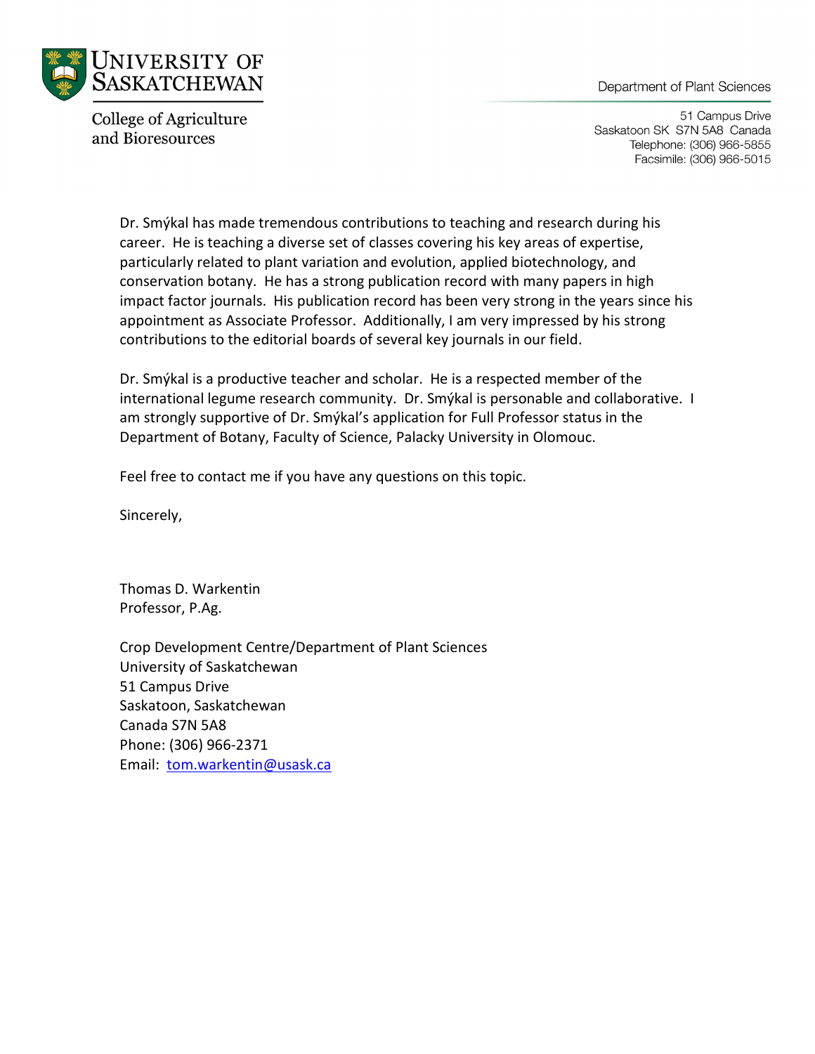University of Saskatchewan
College of Agriculture and Bioresources

Department of Plant Sciences

51 Campus Drive
Saskatoon SK S7N 5A8 Canada
Telephone: (306) 966-5855
Facsimile: (306) 966-5015

Dr. Smýkal has made tremendous contributions to teaching and research during his career. He is teaching a diverse set of classes covering his key areas of expertise, particularly related to plant variation and evolution, applied biotechnology, and conservation botany. He has a strong publication record with many papers in high impact factor journals. His publication record has been very strong in the years since his appointment as Associate Professor. Additionally, I am very impressed by his strong contributions to the editorial boards of several key journals in our field.

Dr. Smýkal is a productive teacher and scholar. He is a respected member of the international legume research community. Dr. Smýkal is personable and collaborative. I am strongly supportive of Dr. Smýkal's application for Full Professor status in the Department of Botany, Faculty of Science, Palacky University in Olomouc.

Feel free to contact me if you have any questions on this topic.

Sincerely,

Thomas D. Warkentin
Professor, P.Ag.

Crop Development Centre/Department of Plant Sciences
University of Saskatchewan
51 Campus Drive
Saskatoon, Saskatchewan
Canada S7N 5A8
Phone: (306) 966-2371
Email: tom.warkentin@usask.ca